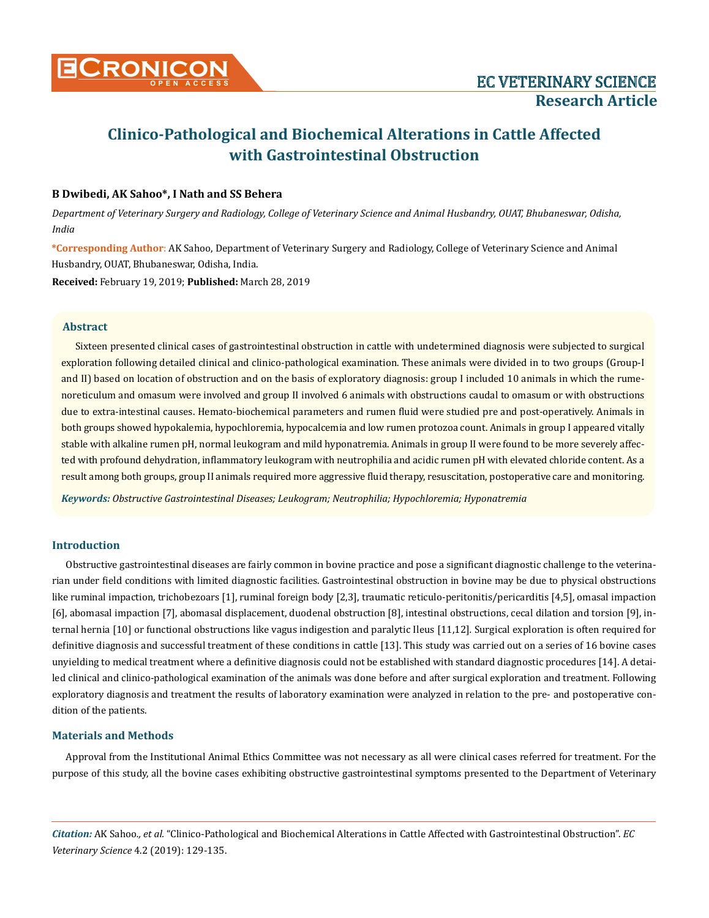# Clinico-Pathological and Biochemical Alterations in Cattle Affected with Gastrointestinal Obstruction

**B Dwibedi, AK Sahoo\*, I Nath and SS Behera**

*Department of Veterinary Surgery and Radiology, College of Veterinary Science and Animal Husbandry, OUAT, Bhubaneswar, Odisha, India*

**\*Corresponding Author**: AK Sahoo, Department of Veterinary Surgery and Radiology, College of Veterinary Science and Animal Husbandry, OUAT, Bhubaneswar, Odisha, India.

**Received:** February 19, 2019; **Published:** March 28, 2019

## Abstract

Sixteen presented clinical cases of gastrointestinal obstruction in cattle with undetermined diagnosis were subjected to surgical exploration following detailed clinical and clinico-pathological examination. These animals were divided in to two groups (Group-I and II) based on location of obstruction and on the basis of exploratory diagnosis: group I included 10 animals in which the rumenoreticulum and omasum were involved and group II involved 6 animals with obstructions caudal to omasum or with obstructions due to extra-intestinal causes. Hemato-biochemical parameters and rumen fluid were studied pre and post-operatively. Animals in both groups showed hypokalemia, hypochloremia, hypocalcemia and low rumen protozoa count. Animals in group I appeared vitally stable with alkaline rumen pH, normal leukogram and mild hyponatremia. Animals in group II were found to be more severely affected with profound dehydration, inflammatory leukogram with neutrophilia and acidic rumen pH with elevated chloride content. As a result among both groups, group II animals required more aggressive fluid therapy, resuscitation, postoperative care and monitoring.

***Keywords:*** *Obstructive Gastrointestinal Diseases; Leukogram; Neutrophilia; Hypochloremia; Hyponatremia*

## Introduction

Obstructive gastrointestinal diseases are fairly common in bovine practice and pose a significant diagnostic challenge to the veterinarian under field conditions with limited diagnostic facilities. Gastrointestinal obstruction in bovine may be due to physical obstructions like ruminal impaction, trichobezoars [1], ruminal foreign body [2,3], traumatic reticulo-peritonitis/pericarditis [4,5], omasal impaction [6], abomasal impaction [7], abomasal displacement, duodenal obstruction [8], intestinal obstructions, cecal dilation and torsion [9], internal hernia [10] or functional obstructions like vagus indigestion and paralytic Ileus [11,12]. Surgical exploration is often required for definitive diagnosis and successful treatment of these conditions in cattle [13]. This study was carried out on a series of 16 bovine cases unyielding to medical treatment where a definitive diagnosis could not be established with standard diagnostic procedures [14]. A detailed clinical and clinico-pathological examination of the animals was done before and after surgical exploration and treatment. Following exploratory diagnosis and treatment the results of laboratory examination were analyzed in relation to the pre- and postoperative condition of the patients.

## Materials and Methods

Approval from the Institutional Animal Ethics Committee was not necessary as all were clinical cases referred for treatment. For the purpose of this study, all the bovine cases exhibiting obstructive gastrointestinal symptoms presented to the Department of Veterinary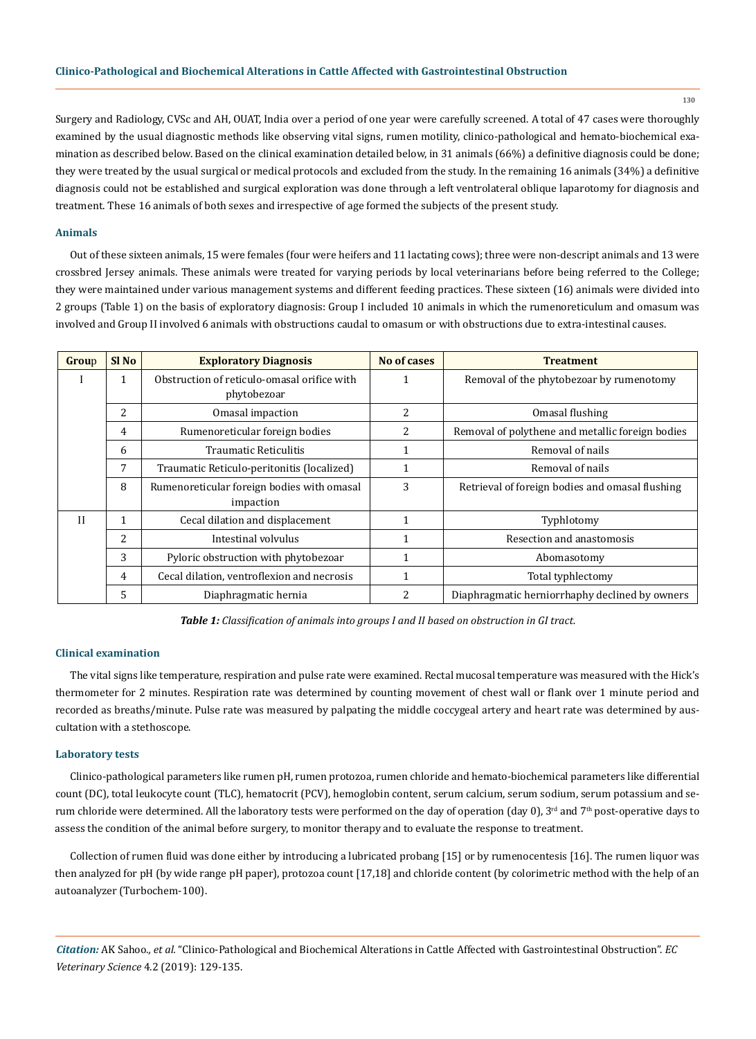Surgery and Radiology, CVSc and AH, OUAT, India over a period of one year were carefully screened. A total of 47 cases were thoroughly examined by the usual diagnostic methods like observing vital signs, rumen motility, clinico-pathological and hemato-biochemical examination as described below. Based on the clinical examination detailed below, in 31 animals (66%) a definitive diagnosis could be done; they were treated by the usual surgical or medical protocols and excluded from the study. In the remaining 16 animals (34%) a definitive diagnosis could not be established and surgical exploration was done through a left ventrolateral oblique laparotomy for diagnosis and treatment. These 16 animals of both sexes and irrespective of age formed the subjects of the present study.

### Animals

Out of these sixteen animals, 15 were females (four were heifers and 11 lactating cows); three were non-descript animals and 13 were crossbred Jersey animals. These animals were treated for varying periods by local veterinarians before being referred to the College; they were maintained under various management systems and different feeding practices. These sixteen (16) animals were divided into 2 groups (Table 1) on the basis of exploratory diagnosis: Group I included 10 animals in which the rumenoreticulum and omasum was involved and Group II involved 6 animals with obstructions caudal to omasum or with obstructions due to extra-intestinal causes.

| Group | Sl No | Exploratory Diagnosis | No of cases | Treatment |
|---|---|---|---|---|
| I | 1 | Obstruction of reticulo-omasal orifice with phytobezoar | 1 | Removal of the phytobezoar by rumenotomy |
| | 2 | Omasal impaction | 2 | Omasal flushing |
| | 4 | Rumenoreticular foreign bodies | 2 | Removal of polythene and metallic foreign bodies |
| | 6 | Traumatic Reticulitis | 1 | Removal of nails |
| | 7 | Traumatic Reticulo-peritonitis (localized) | 1 | Removal of nails |
| | 8 | Rumenoreticular foreign bodies with omasal impaction | 3 | Retrieval of foreign bodies and omasal flushing |
| II | 1 | Cecal dilation and displacement | 1 | Typhlotomy |
| | 2 | Intestinal volvulus | 1 | Resection and anastomosis |
| | 3 | Pyloric obstruction with phytobezoar | 1 | Abomasotomy |
| | 4 | Cecal dilation, ventroflexion and necrosis | 1 | Total typhlectomy |
| | 5 | Diaphragmatic hernia | 2 | Diaphragmatic herniorrhaphy declined by owners |

***Table 1:*** *Classification of animals into groups I and II based on obstruction in GI tract.*

### Clinical examination

The vital signs like temperature, respiration and pulse rate were examined. Rectal mucosal temperature was measured with the Hick's thermometer for 2 minutes. Respiration rate was determined by counting movement of chest wall or flank over 1 minute period and recorded as breaths/minute. Pulse rate was measured by palpating the middle coccygeal artery and heart rate was determined by auscultation with a stethoscope.

### Laboratory tests

Clinico-pathological parameters like rumen pH, rumen protozoa, rumen chloride and hemato-biochemical parameters like differential count (DC), total leukocyte count (TLC), hematocrit (PCV), hemoglobin content, serum calcium, serum sodium, serum potassium and serum chloride were determined. All the laboratory tests were performed on the day of operation (day 0), 3rd and 7th post-operative days to assess the condition of the animal before surgery, to monitor therapy and to evaluate the response to treatment.

Collection of rumen fluid was done either by introducing a lubricated probang [15] or by rumenocentesis [16]. The rumen liquor was then analyzed for pH (by wide range pH paper), protozoa count [17,18] and chloride content (by colorimetric method with the help of an autoanalyzer (Turbochem-100).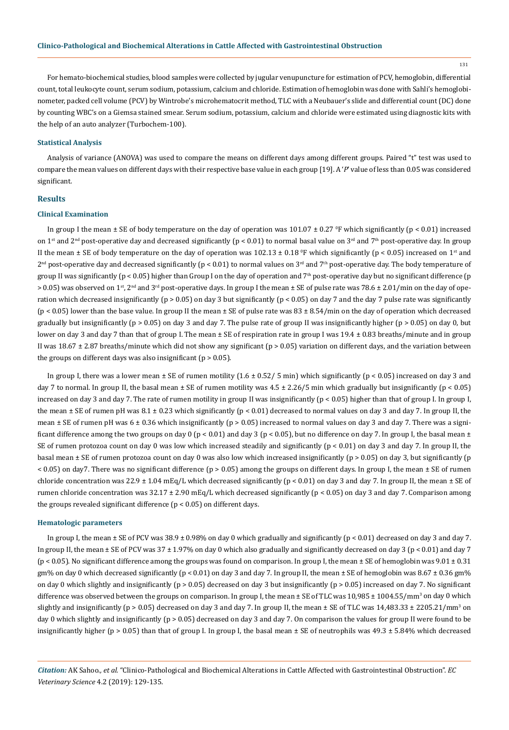For hemato-biochemical studies, blood samples were collected by jugular venupuncture for estimation of PCV, hemoglobin, differential count, total leukocyte count, serum sodium, potassium, calcium and chloride. Estimation of hemoglobin was done with Sahli's hemoglobinometer, packed cell volume (PCV) by Wintrobe's microhematocrit method, TLC with a Neubauer's slide and differential count (DC) done by counting WBC's on a Giemsa stained smear. Serum sodium, potassium, calcium and chloride were estimated using diagnostic kits with the help of an auto analyzer (Turbochem-100).

### Statistical Analysis

Analysis of variance (ANOVA) was used to compare the means on different days among different groups. Paired "t" test was used to compare the mean values on different days with their respective base value in each group [19]. A '*P*' value of less than 0.05 was considered significant.

## Results

### Clinical Examination

In group I the mean ± SE of body temperature on the day of operation was 101.07 ± 0.27 $^0$F which significantly ($p < 0.01$) increased on 1$^{st}$ and 2$^{nd}$ post-operative day and decreased significantly ($p < 0.01$) to normal basal value on 3$^{rd}$ and 7$^{th}$ post-operative day. In group II the mean ± SE of body temperature on the day of operation was 102.13 ± 0.18 $^0$F which significantly ($p < 0.05$) increased on 1$^{st}$ and 2$^{nd}$ post-operative day and decreased significantly ($p < 0.01$) to normal values on 3$^{rd}$ and 7$^{th}$ post-operative day. The body temperature of group II was significantly ($p < 0.05$) higher than Group I on the day of operation and 7$^{th}$ post-operative day but no significant difference ($p > 0.05$) was observed on 1$^{st}$, 2$^{nd}$ and 3$^{rd}$ post-operative days. In group I the mean ± SE of pulse rate was 78.6 ± 2.01/min on the day of operation which decreased insignificantly ($p > 0.05$) on day 3 but significantly ($p < 0.05$) on day 7 and the day 7 pulse rate was significantly ($p < 0.05$) lower than the base value. In group II the mean ± SE of pulse rate was 83 ± 8.54/min on the day of operation which decreased gradually but insignificantly ($p > 0.05$) on day 3 and day 7. The pulse rate of group II was insignificantly higher ($p > 0.05$) on day 0, but lower on day 3 and day 7 than that of group I. The mean ± SE of respiration rate in group I was 19.4 ± 0.83 breaths/minute and in group II was 18.67 ± 2.87 breaths/minute which did not show any significant ($p > 0.05$) variation on different days, and the variation between the groups on different days was also insignificant ($p > 0.05$).

In group I, there was a lower mean ± SE of rumen motility (1.6 ± 0.52/ 5 min) which significantly ($p < 0.05$) increased on day 3 and day 7 to normal. In group II, the basal mean ± SE of rumen motility was 4.5 ± 2.26/5 min which gradually but insignificantly ($p < 0.05$) increased on day 3 and day 7. The rate of rumen motility in group II was insignificantly ($p < 0.05$) higher than that of group I. In group I, the mean ± SE of rumen pH was 8.1 ± 0.23 which significantly ($p < 0.01$) decreased to normal values on day 3 and day 7. In group II, the mean ± SE of rumen pH was 6 ± 0.36 which insignificantly ($p > 0.05$) increased to normal values on day 3 and day 7. There was a significant difference among the two groups on day 0 ($p < 0.01$) and day 3 ($p < 0.05$), but no difference on day 7. In group I, the basal mean ± SE of rumen protozoa count on day 0 was low which increased steadily and significantly ($p < 0.01$) on day 3 and day 7. In group II, the basal mean ± SE of rumen protozoa count on day 0 was also low which increased insignificantly ($p > 0.05$) on day 3, but significantly ($p < 0.05$) on day7. There was no significant difference ($p > 0.05$) among the groups on different days. In group I, the mean ± SE of rumen chloride concentration was 22.9 ± 1.04 mEq/L which decreased significantly ($p < 0.01$) on day 3 and day 7. In group II, the mean ± SE of rumen chloride concentration was 32.17 ± 2.90 mEq/L which decreased significantly ($p < 0.05$) on day 3 and day 7. Comparison among the groups revealed significant difference ($p < 0.05$) on different days.

### Hematologic parameters

In group I, the mean ± SE of PCV was 38.9 ± 0.98% on day 0 which gradually and significantly ($p < 0.01$) decreased on day 3 and day 7. In group II, the mean ± SE of PCV was 37 ± 1.97% on day 0 which also gradually and significantly decreased on day 3 ($p < 0.01$) and day 7 ($p < 0.05$). No significant difference among the groups was found on comparison. In group I, the mean ± SE of hemoglobin was 9.01 ± 0.31 gm% on day 0 which decreased significantly ($p < 0.01$) on day 3 and day 7. In group II, the mean ± SE of hemoglobin was 8.67 ± 0.36 gm% on day 0 which slightly and insignificantly ($p > 0.05$) decreased on day 3 but insignificantly ($p > 0.05$) increased on day 7. No significant difference was observed between the groups on comparison. In group I, the mean ± SE of TLC was 10,985 ± 1004.55/mm$^3$ on day 0 which slightly and insignificantly ($p > 0.05$) decreased on day 3 and day 7. In group II, the mean ± SE of TLC was 14,483.33 ± 2205.21/mm$^3$ on day 0 which slightly and insignificantly ($p > 0.05$) decreased on day 3 and day 7. On comparison the values for group II were found to be insignificantly higher ($p > 0.05$) than that of group I. In group I, the basal mean ± SE of neutrophils was 49.3 ± 5.84% which decreased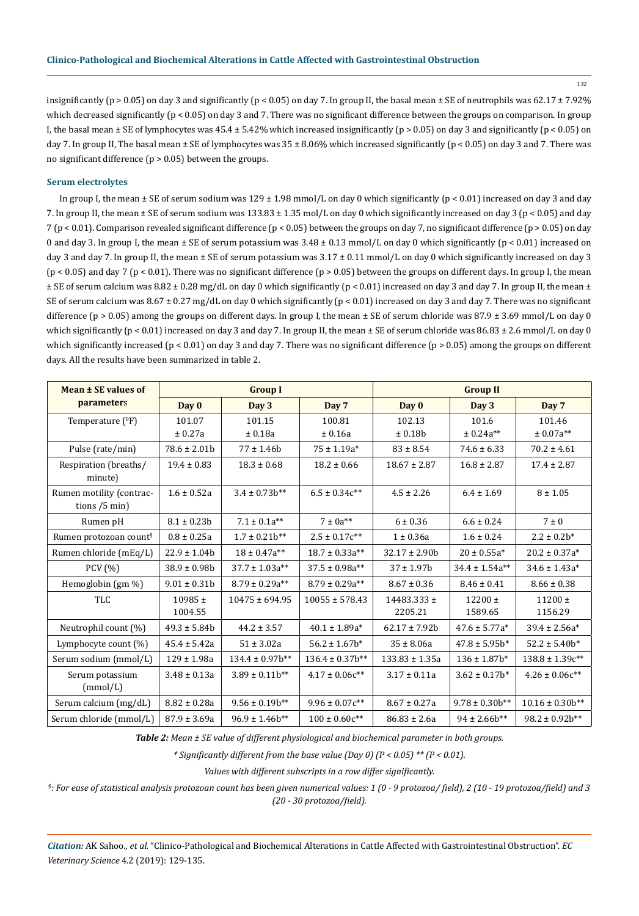insignificantly ($p > 0.05$) on day 3 and significantly ($p < 0.05$) on day 7. In group II, the basal mean ± SE of neutrophils was 62.17 ± 7.92% which decreased significantly ($p < 0.05$) on day 3 and 7. There was no significant difference between the groups on comparison. In group I, the basal mean ± SE of lymphocytes was 45.4 ± 5.42% which increased insignificantly ($p > 0.05$) on day 3 and significantly ($p < 0.05$) on day 7. In group II, The basal mean ± SE of lymphocytes was 35 ± 8.06% which increased significantly ($p < 0.05$) on day 3 and 7. There was no significant difference ($p > 0.05$) between the groups.

### Serum electrolytes

In group I, the mean ± SE of serum sodium was 129 ± 1.98 mmol/L on day 0 which significantly ($p < 0.01$) increased on day 3 and day 7. In group II, the mean ± SE of serum sodium was 133.83 ± 1.35 mol/L on day 0 which significantly increased on day 3 ($p < 0.05$) and day 7 ($p < 0.01$). Comparison revealed significant difference ($p < 0.05$) between the groups on day 7, no significant difference ($p > 0.05$) on day 0 and day 3. In group I, the mean ± SE of serum potassium was 3.48 ± 0.13 mmol/L on day 0 which significantly ($p < 0.01$) increased on day 3 and day 7. In group II, the mean ± SE of serum potassium was 3.17 ± 0.11 mmol/L on day 0 which significantly increased on day 3 ($p < 0.05$) and day 7 ($p < 0.01$). There was no significant difference ($p > 0.05$) between the groups on different days. In group I, the mean ± SE of serum calcium was 8.82 ± 0.28 mg/dL on day 0 which significantly ($p < 0.01$) increased on day 3 and day 7. In group II, the mean ± SE of serum calcium was 8.67 ± 0.27 mg/dL on day 0 which significantly ($p < 0.01$) increased on day 3 and day 7. There was no significant difference ($p > 0.05$) among the groups on different days. In group I, the mean ± SE of serum chloride was 87.9 ± 3.69 mmol/L on day 0 which significantly ($p < 0.01$) increased on day 3 and day 7. In group II, the mean ± SE of serum chloride was 86.83 ± 2.6 mmol/L on day 0 which significantly increased ($p < 0.01$) on day 3 and day 7. There was no significant difference ($p > 0.05$) among the groups on different days. All the results have been summarized in table 2.

| Mean ± SE values of parameters | Group I | | | Group II | | |
|---|---|---|---|---|---|---|
| | Day 0 | Day 3 | Day 7 | Day 0 | Day 3 | Day 7 |
| Temperature ($^0$F) | 101.07 ± 0.27a | 101.15 ± 0.18a | 100.81 ± 0.16a | 102.13 ± 0.18b | 101.6 ± 0.24a** | 101.46 ± 0.07a** |
| Pulse (rate/min) | 78.6 ± 2.01b | 77 ± 1.46b | 75 ± 1.19a* | 83 ± 8.54 | 74.6 ± 6.33 | 70.2 ± 4.61 |
| Respiration (breaths/minute) | 19.4 ± 0.83 | 18.3 ± 0.68 | 18.2 ± 0.66 | 18.67 ± 2.87 | 16.8 ± 2.87 | 17.4 ± 2.87 |
| Rumen motility (contractions /5 min) | 1.6 ± 0.52a | 3.4 ± 0.73b** | 6.5 ± 0.34c** | 4.5 ± 2.26 | 6.4 ± 1.69 | 8 ± 1.05 |
| Rumen pH | 8.1 ± 0.23b | 7.1 ± 0.1a** | 7 ± 0a** | 6 ± 0.36 | 6.6 ± 0.24 | 7 ± 0 |
| Rumen protozoan count§ | 0.8 ± 0.25a | 1.7 ± 0.21b** | 2.5 ± 0.17c** | 1 ± 0.36a | 1.6 ± 0.24 | 2.2 ± 0.2b* |
| Rumen chloride (mEq/L) | 22.9 ± 1.04b | 18 ± 0.47a** | 18.7 ± 0.33a** | 32.17 ± 2.90b | 20 ± 0.55a* | 20.2 ± 0.37a* |
| PCV (%) | 38.9 ± 0.98b | 37.7 ± 1.03a** | 37.5 ± 0.98a** | 37 ± 1.97b | 34.4 ± 1.54a** | 34.6 ± 1.43a* |
| Hemoglobin (gm %) | 9.01 ± 0.31b | 8.79 ± 0.29a** | 8.79 ± 0.29a** | 8.67 ± 0.36 | 8.46 ± 0.41 | 8.66 ± 0.38 |
| TLC | 10985 ± 1004.55 | 10475 ± 694.95 | 10055 ± 578.43 | 14483.333 ± 2205.21 | 12200 ± 1589.65 | 11200 ± 1156.29 |
| Neutrophil count (%) | 49.3 ± 5.84b | 44.2 ± 3.57 | 40.1 ± 1.89a* | 62.17 ± 7.92b | 47.6 ± 5.77a* | 39.4 ± 2.56a* |
| Lymphocyte count (%) | 45.4 ± 5.42a | 51 ± 3.02a | 56.2 ± 1.67b* | 35 ± 8.06a | 47.8 ± 5.95b* | 52.2 ± 5.40b* |
| Serum sodium (mmol/L) | 129 ± 1.98a | 134.4 ± 0.97b** | 136.4 ± 0.37b** | 133.83 ± 1.35a | 136 ± 1.87b* | 138.8 ± 1.39c** |
| Serum potassium (mmol/L) | 3.48 ± 0.13a | 3.89 ± 0.11b** | 4.17 ± 0.06c** | 3.17 ± 0.11a | 3.62 ± 0.17b* | 4.26 ± 0.06c** |
| Serum calcium (mg/dL) | 8.82 ± 0.28a | 9.56 ± 0.19b** | 9.96 ± 0.07c** | 8.67 ± 0.27a | 9.78 ± 0.30b** | 10.16 ± 0.30b** |
| Serum chloride (mmol/L) | 87.9 ± 3.69a | 96.9 ± 1.46b** | 100 ± 0.60c** | 86.83 ± 2.6a | 94 ± 2.66b** | 98.2 ± 0.92b** |

***Table 2:** Mean ± SE value of different physiological and biochemical parameter in both groups.*

*\* Significantly different from the base value (Day 0) ($P < 0.05$) \*\* ($P < 0.01$).*

*Values with different subscripts in a row differ significantly.*

*§: For ease of statistical analysis protozoan count has been given numerical values: 1 (0 - 9 protozoa/ field), 2 (10 - 19 protozoa/field) and 3 (20 - 30 protozoa/field).*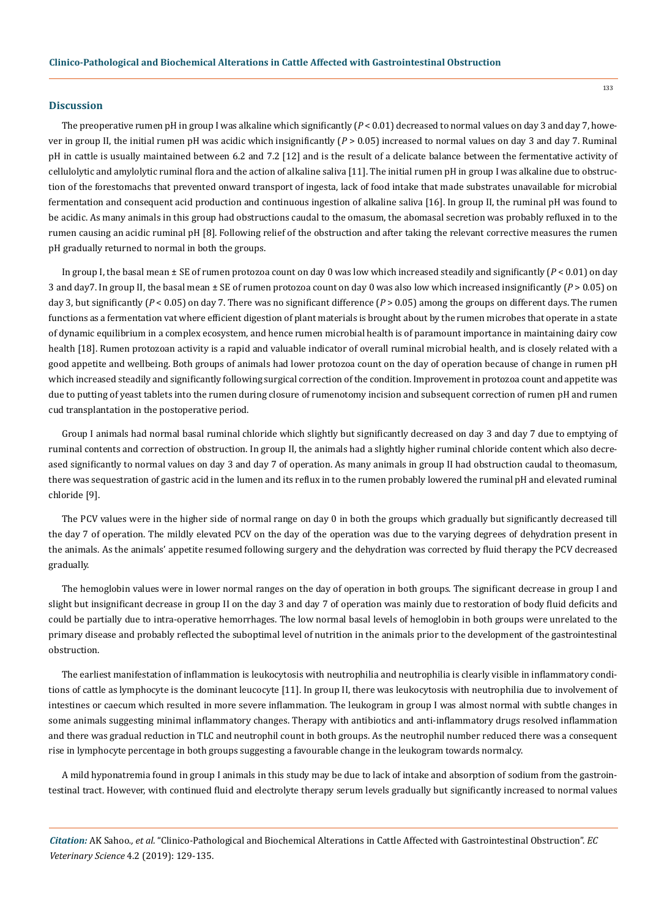## Discussion

The preoperative rumen pH in group I was alkaline which significantly ($P < 0.01$) decreased to normal values on day 3 and day 7, however in group II, the initial rumen pH was acidic which insignificantly ($P > 0.05$) increased to normal values on day 3 and day 7. Ruminal pH in cattle is usually maintained between 6.2 and 7.2 [12] and is the result of a delicate balance between the fermentative activity of cellulolytic and amylolytic ruminal flora and the action of alkaline saliva [11]. The initial rumen pH in group I was alkaline due to obstruction of the forestomachs that prevented onward transport of ingesta, lack of food intake that made substrates unavailable for microbial fermentation and consequent acid production and continuous ingestion of alkaline saliva [16]. In group II, the ruminal pH was found to be acidic. As many animals in this group had obstructions caudal to the omasum, the abomasal secretion was probably refluxed in to the rumen causing an acidic ruminal pH [8]. Following relief of the obstruction and after taking the relevant corrective measures the rumen pH gradually returned to normal in both the groups.

In group I, the basal mean ± SE of rumen protozoa count on day 0 was low which increased steadily and significantly ($P < 0.01$) on day 3 and day7. In group II, the basal mean ± SE of rumen protozoa count on day 0 was also low which increased insignificantly ($P > 0.05$) on day 3, but significantly ($P < 0.05$) on day 7. There was no significant difference ($P > 0.05$) among the groups on different days. The rumen functions as a fermentation vat where efficient digestion of plant materials is brought about by the rumen microbes that operate in a state of dynamic equilibrium in a complex ecosystem, and hence rumen microbial health is of paramount importance in maintaining dairy cow health [18]. Rumen protozoan activity is a rapid and valuable indicator of overall ruminal microbial health, and is closely related with a good appetite and wellbeing. Both groups of animals had lower protozoa count on the day of operation because of change in rumen pH which increased steadily and significantly following surgical correction of the condition. Improvement in protozoa count and appetite was due to putting of yeast tablets into the rumen during closure of rumenotomy incision and subsequent correction of rumen pH and rumen cud transplantation in the postoperative period.

Group I animals had normal basal ruminal chloride which slightly but significantly decreased on day 3 and day 7 due to emptying of ruminal contents and correction of obstruction. In group II, the animals had a slightly higher ruminal chloride content which also decreased significantly to normal values on day 3 and day 7 of operation. As many animals in group II had obstruction caudal to theomasum, there was sequestration of gastric acid in the lumen and its reflux in to the rumen probably lowered the ruminal pH and elevated ruminal chloride [9].

The PCV values were in the higher side of normal range on day 0 in both the groups which gradually but significantly decreased till the day 7 of operation. The mildly elevated PCV on the day of the operation was due to the varying degrees of dehydration present in the animals. As the animals' appetite resumed following surgery and the dehydration was corrected by fluid therapy the PCV decreased gradually.

The hemoglobin values were in lower normal ranges on the day of operation in both groups. The significant decrease in group I and slight but insignificant decrease in group II on the day 3 and day 7 of operation was mainly due to restoration of body fluid deficits and could be partially due to intra-operative hemorrhages. The low normal basal levels of hemoglobin in both groups were unrelated to the primary disease and probably reflected the suboptimal level of nutrition in the animals prior to the development of the gastrointestinal obstruction.

The earliest manifestation of inflammation is leukocytosis with neutrophilia and neutrophilia is clearly visible in inflammatory conditions of cattle as lymphocyte is the dominant leucocyte [11]. In group II, there was leukocytosis with neutrophilia due to involvement of intestines or caecum which resulted in more severe inflammation. The leukogram in group I was almost normal with subtle changes in some animals suggesting minimal inflammatory changes. Therapy with antibiotics and anti-inflammatory drugs resolved inflammation and there was gradual reduction in TLC and neutrophil count in both groups. As the neutrophil number reduced there was a consequent rise in lymphocyte percentage in both groups suggesting a favourable change in the leukogram towards normalcy.

A mild hyponatremia found in group I animals in this study may be due to lack of intake and absorption of sodium from the gastrointestinal tract. However, with continued fluid and electrolyte therapy serum levels gradually but significantly increased to normal values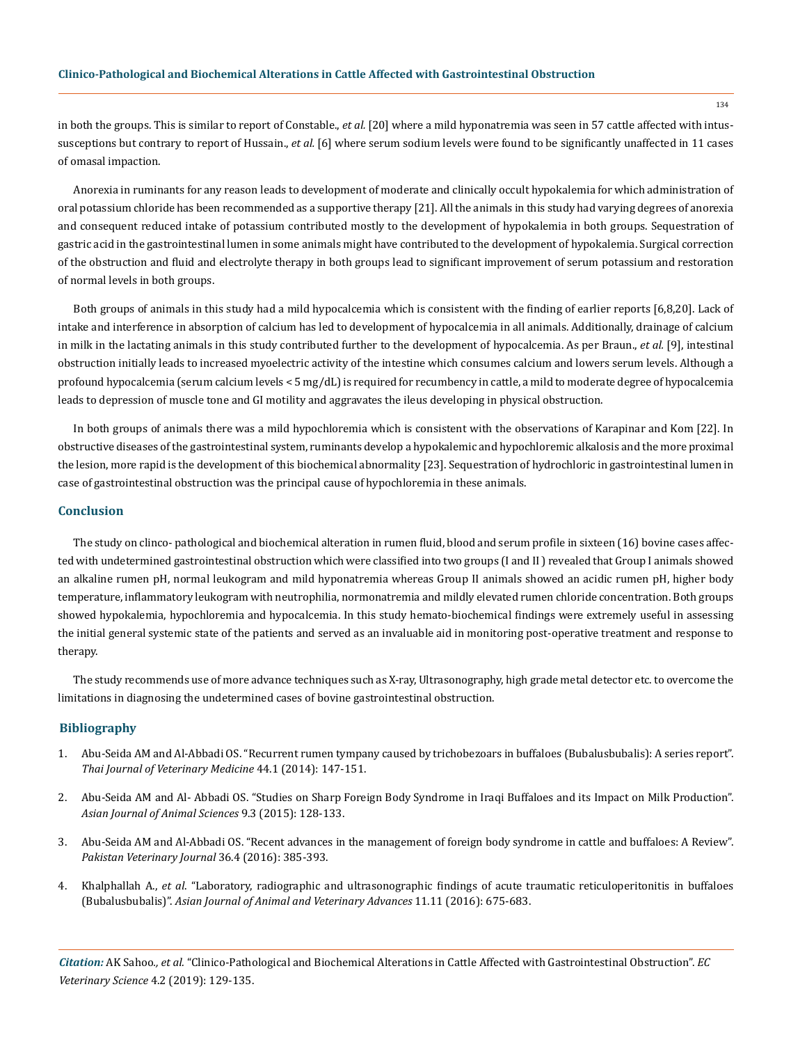in both the groups. This is similar to report of Constable., *et al.* [20] where a mild hyponatremia was seen in 57 cattle affected with intussusceptions but contrary to report of Hussain., *et al.* [6] where serum sodium levels were found to be significantly unaffected in 11 cases of omasal impaction.

Anorexia in ruminants for any reason leads to development of moderate and clinically occult hypokalemia for which administration of oral potassium chloride has been recommended as a supportive therapy [21]. All the animals in this study had varying degrees of anorexia and consequent reduced intake of potassium contributed mostly to the development of hypokalemia in both groups. Sequestration of gastric acid in the gastrointestinal lumen in some animals might have contributed to the development of hypokalemia. Surgical correction of the obstruction and fluid and electrolyte therapy in both groups lead to significant improvement of serum potassium and restoration of normal levels in both groups.

Both groups of animals in this study had a mild hypocalcemia which is consistent with the finding of earlier reports [6,8,20]. Lack of intake and interference in absorption of calcium has led to development of hypocalcemia in all animals. Additionally, drainage of calcium in milk in the lactating animals in this study contributed further to the development of hypocalcemia. As per Braun., *et al.* [9], intestinal obstruction initially leads to increased myoelectric activity of the intestine which consumes calcium and lowers serum levels. Although a profound hypocalcemia (serum calcium levels < 5 mg/dL) is required for recumbency in cattle, a mild to moderate degree of hypocalcemia leads to depression of muscle tone and GI motility and aggravates the ileus developing in physical obstruction.

In both groups of animals there was a mild hypochloremia which is consistent with the observations of Karapinar and Kom [22]. In obstructive diseases of the gastrointestinal system, ruminants develop a hypokalemic and hypochloremic alkalosis and the more proximal the lesion, more rapid is the development of this biochemical abnormality [23]. Sequestration of hydrochloric in gastrointestinal lumen in case of gastrointestinal obstruction was the principal cause of hypochloremia in these animals.

## Conclusion

The study on clinco- pathological and biochemical alteration in rumen fluid, blood and serum profile in sixteen (16) bovine cases affected with undetermined gastrointestinal obstruction which were classified into two groups (I and II ) revealed that Group I animals showed an alkaline rumen pH, normal leukogram and mild hyponatremia whereas Group II animals showed an acidic rumen pH, higher body temperature, inflammatory leukogram with neutrophilia, normonatremia and mildly elevated rumen chloride concentration. Both groups showed hypokalemia, hypochloremia and hypocalcemia. In this study hemato-biochemical findings were extremely useful in assessing the initial general systemic state of the patients and served as an invaluable aid in monitoring post-operative treatment and response to therapy.

The study recommends use of more advance techniques such as X-ray, Ultrasonography, high grade metal detector etc. to overcome the limitations in diagnosing the undetermined cases of bovine gastrointestinal obstruction.

## Bibliography

1. Abu-Seida AM and Al-Abbadi OS. "Recurrent rumen tympany caused by trichobezoars in buffaloes (Bubalusbubalis): A series report". *Thai Journal of Veterinary Medicine* 44.1 (2014): 147-151.
2. Abu-Seida AM and Al- Abbadi OS. "Studies on Sharp Foreign Body Syndrome in Iraqi Buffaloes and its Impact on Milk Production". *Asian Journal of Animal Sciences* 9.3 (2015): 128-133.
3. Abu-Seida AM and Al-Abbadi OS. "Recent advances in the management of foreign body syndrome in cattle and buffaloes: A Review". *Pakistan Veterinary Journal* 36.4 (2016): 385-393.
4. Khalphallah A., *et al.* "Laboratory, radiographic and ultrasonographic findings of acute traumatic reticuloperitonitis in buffaloes (Bubalusbubalis)". *Asian Journal of Animal and Veterinary Advances* 11.11 (2016): 675-683.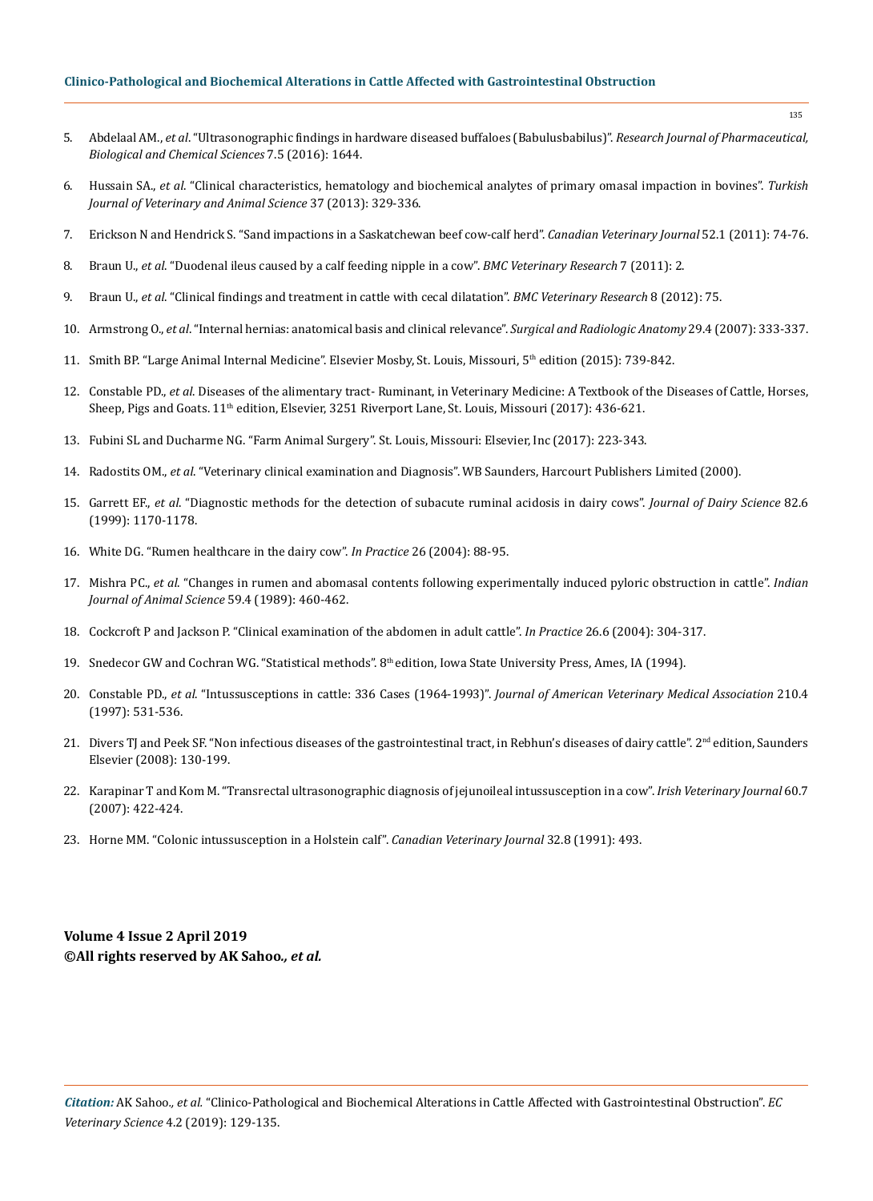5. Abdelaal AM., *et al*. "Ultrasonographic findings in hardware diseased buffaloes (Babulusbabilus)". *Research Journal of Pharmaceutical, Biological and Chemical Sciences* 7.5 (2016): 1644.

6. Hussain SA., *et al*. "Clinical characteristics, hematology and biochemical analytes of primary omasal impaction in bovines". *Turkish Journal of Veterinary and Animal Science* 37 (2013): 329-336.

7. Erickson N and Hendrick S. "Sand impactions in a Saskatchewan beef cow-calf herd". *Canadian Veterinary Journal* 52.1 (2011): 74-76.

8. Braun U., *et al*. "Duodenal ileus caused by a calf feeding nipple in a cow". *BMC Veterinary Research* 7 (2011): 2.

9. Braun U., *et al*. "Clinical findings and treatment in cattle with cecal dilatation". *BMC Veterinary Research* 8 (2012): 75.

10. Armstrong O., *et al*. "Internal hernias: anatomical basis and clinical relevance". *Surgical and Radiologic Anatomy* 29.4 (2007): 333-337.

11. Smith BP. "Large Animal Internal Medicine". Elsevier Mosby, St. Louis, Missouri, 5th edition (2015): 739-842.

12. Constable PD., *et al*. Diseases of the alimentary tract- Ruminant, in Veterinary Medicine: A Textbook of the Diseases of Cattle, Horses, Sheep, Pigs and Goats. 11th edition, Elsevier, 3251 Riverport Lane, St. Louis, Missouri (2017): 436-621.

13. Fubini SL and Ducharme NG. "Farm Animal Surgery". St. Louis, Missouri: Elsevier, Inc (2017): 223-343.

14. Radostits OM., *et al*. "Veterinary clinical examination and Diagnosis". WB Saunders, Harcourt Publishers Limited (2000).

15. Garrett EF., *et al*. "Diagnostic methods for the detection of subacute ruminal acidosis in dairy cows". *Journal of Dairy Science* 82.6 (1999): 1170-1178.

16. White DG. "Rumen healthcare in the dairy cow". *In Practice* 26 (2004): 88-95.

17. Mishra PC., *et al*. "Changes in rumen and abomasal contents following experimentally induced pyloric obstruction in cattle". *Indian Journal of Animal Science* 59.4 (1989): 460-462.

18. Cockcroft P and Jackson P. "Clinical examination of the abdomen in adult cattle". *In Practice* 26.6 (2004): 304-317.

19. Snedecor GW and Cochran WG. "Statistical methods". 8th edition, Iowa State University Press, Ames, IA (1994).

20. Constable PD., *et al*. "Intussusceptions in cattle: 336 Cases (1964-1993)". *Journal of American Veterinary Medical Association* 210.4 (1997): 531-536.

21. Divers TJ and Peek SF. "Non infectious diseases of the gastrointestinal tract, in Rebhun's diseases of dairy cattle". 2nd edition, Saunders Elsevier (2008): 130-199.

22. Karapinar T and Kom M. "Transrectal ultrasonographic diagnosis of jejunoileal intussusception in a cow". *Irish Veterinary Journal* 60.7 (2007): 422-424.

23. Horne MM. "Colonic intussusception in a Holstein calf". *Canadian Veterinary Journal* 32.8 (1991): 493.

**Volume 4 Issue 2 April 2019**
**©All rights reserved by AK Sahoo*., et al.***